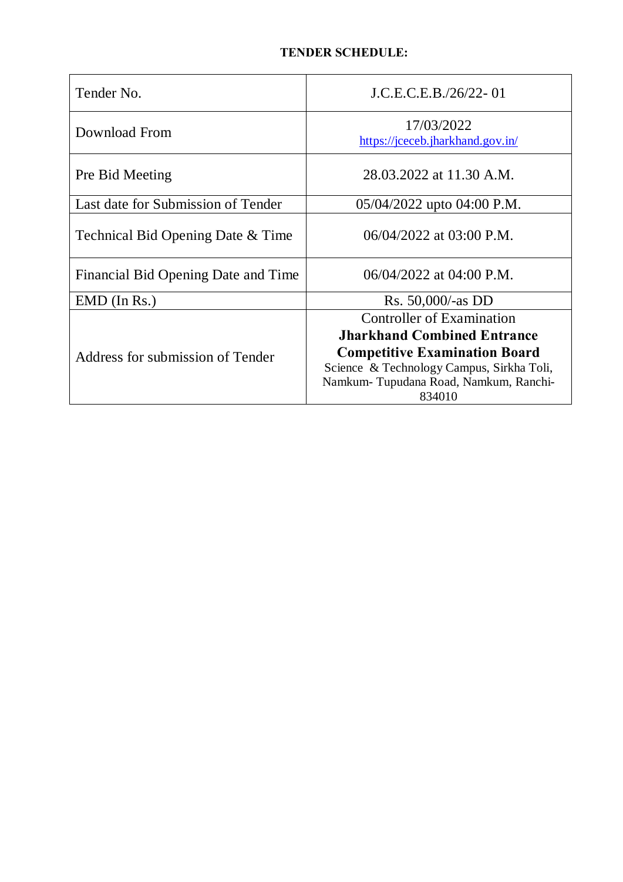**TENDER SCHEDULE:**

| | |
|---|---|
| Tender No. | J.C.E.C.E.B./26/22- 01 |
| Download From | 17/03/2022<br>https://jceceb.jharkhand.gov.in/ |
| Pre Bid Meeting | 28.03.2022 at 11.30 A.M. |
| Last date for Submission of Tender | 05/04/2022 upto 04:00 P.M. |
| Technical Bid Opening Date & Time | 06/04/2022 at 03:00 P.M. |
| Financial Bid Opening Date and Time | 06/04/2022 at 04:00 P.M. |
| EMD (In Rs.) | Rs. 50,000/-as DD |
| Address for submission of Tender | Controller of Examination<br>**Jharkhand Combined Entrance Competitive Examination Board**<br>Science & Technology Campus, Sirkha Toli, Namkum- Tupudana Road, Namkum, Ranchi-834010 |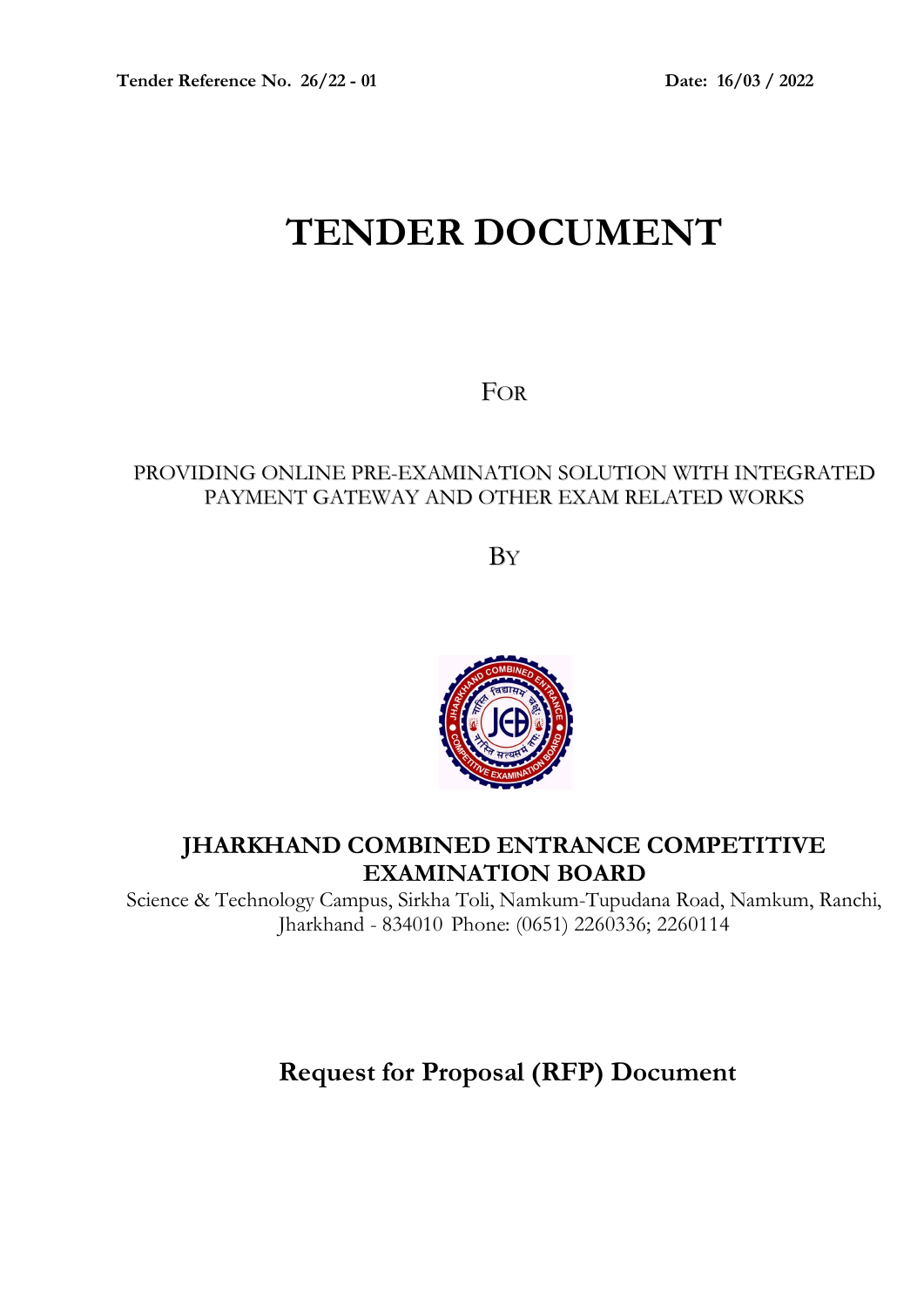Tender Reference No. 26/22 - 01 Date: 16/03 / 2022

# TENDER DOCUMENT

FOR

PROVIDING ONLINE PRE-EXAMINATION SOLUTION WITH INTEGRATED PAYMENT GATEWAY AND OTHER EXAM RELATED WORKS

BY

## JHARKHAND COMBINED ENTRANCE COMPETITIVE EXAMINATION BOARD

Science & Technology Campus, Sirkha Toli, Namkum-Tupudana Road, Namkum, Ranchi, Jharkhand - 834010 Phone: (0651) 2260336; 2260114

## Request for Proposal (RFP) Document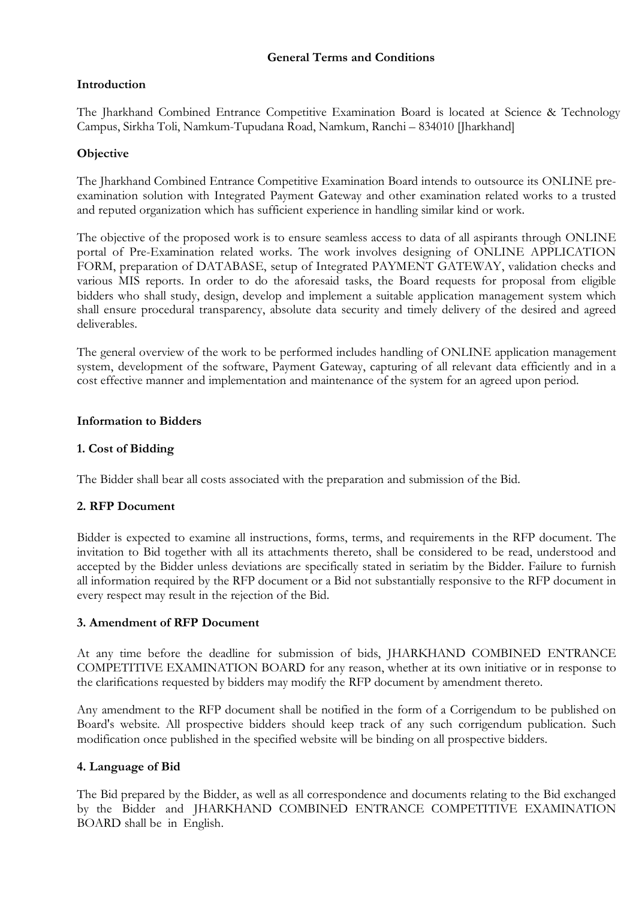## General Terms and Conditions

### Introduction

The Jharkhand Combined Entrance Competitive Examination Board is located at Science & Technology Campus, Sirkha Toli, Namkum-Tupudana Road, Namkum, Ranchi – 834010 [Jharkhand]

### Objective

The Jharkhand Combined Entrance Competitive Examination Board intends to outsource its ONLINE pre-examination solution with Integrated Payment Gateway and other examination related works to a trusted and reputed organization which has sufficient experience in handling similar kind or work.

The objective of the proposed work is to ensure seamless access to data of all aspirants through ONLINE portal of Pre-Examination related works. The work involves designing of ONLINE APPLICATION FORM, preparation of DATABASE, setup of Integrated PAYMENT GATEWAY, validation checks and various MIS reports. In order to do the aforesaid tasks, the Board requests for proposal from eligible bidders who shall study, design, develop and implement a suitable application management system which shall ensure procedural transparency, absolute data security and timely delivery of the desired and agreed deliverables.

The general overview of the work to be performed includes handling of ONLINE application management system, development of the software, Payment Gateway, capturing of all relevant data efficiently and in a cost effective manner and implementation and maintenance of the system for an agreed upon period.

### Information to Bidders

#### 1. Cost of Bidding

The Bidder shall bear all costs associated with the preparation and submission of the Bid.

#### 2. RFP Document

Bidder is expected to examine all instructions, forms, terms, and requirements in the RFP document. The invitation to Bid together with all its attachments thereto, shall be considered to be read, understood and accepted by the Bidder unless deviations are specifically stated in seriatim by the Bidder. Failure to furnish all information required by the RFP document or a Bid not substantially responsive to the RFP document in every respect may result in the rejection of the Bid.

#### 3. Amendment of RFP Document

At any time before the deadline for submission of bids, JHARKHAND COMBINED ENTRANCE COMPETITIVE EXAMINATION BOARD for any reason, whether at its own initiative or in response to the clarifications requested by bidders may modify the RFP document by amendment thereto.

Any amendment to the RFP document shall be notified in the form of a Corrigendum to be published on Board's website. All prospective bidders should keep track of any such corrigendum publication. Such modification once published in the specified website will be binding on all prospective bidders.

#### 4. Language of Bid

The Bid prepared by the Bidder, as well as all correspondence and documents relating to the Bid exchanged by the Bidder and JHARKHAND COMBINED ENTRANCE COMPETITIVE EXAMINATION BOARD shall be in English.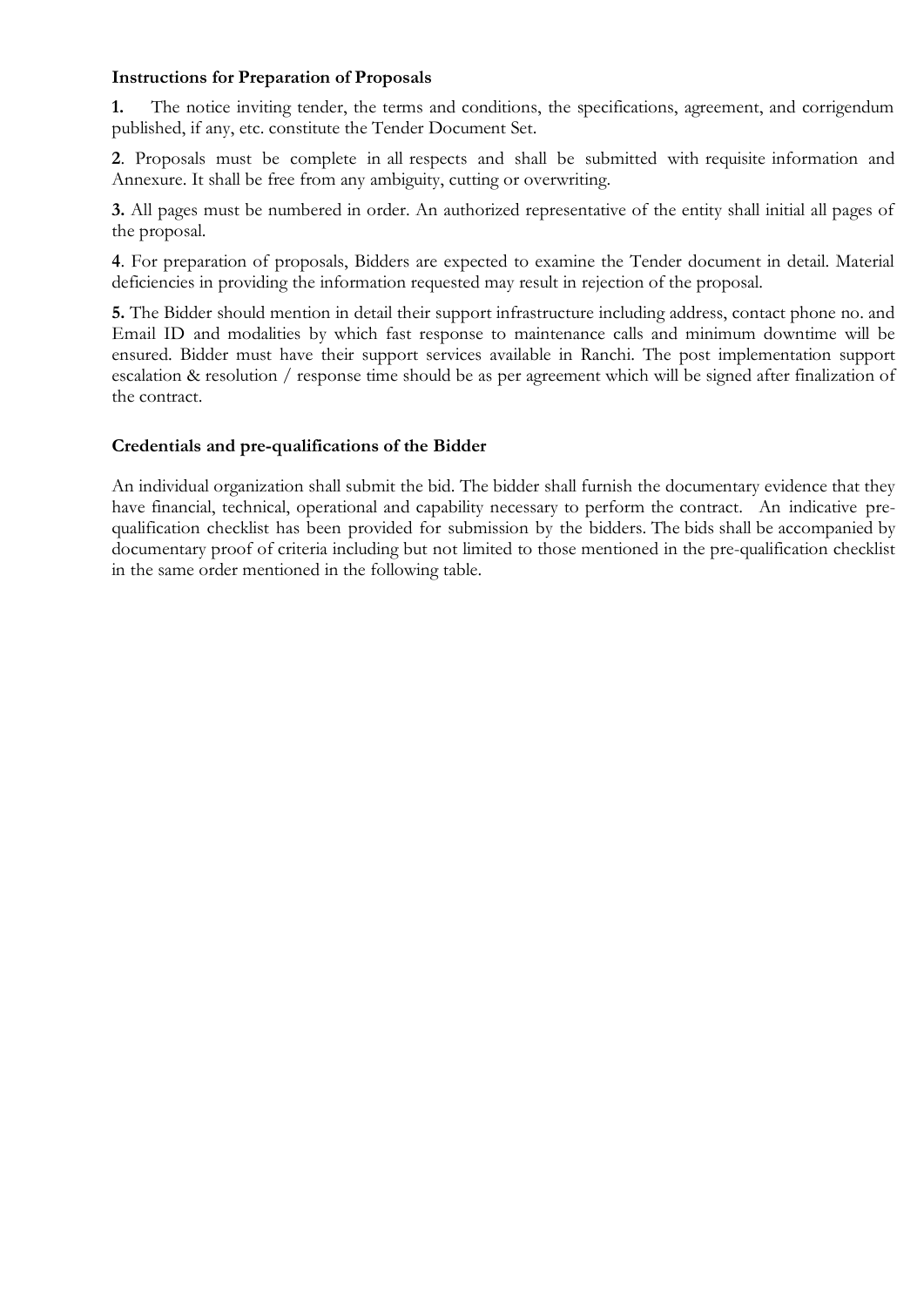**Instructions for Preparation of Proposals**

**1.** The notice inviting tender, the terms and conditions, the specifications, agreement, and corrigendum published, if any, etc. constitute the Tender Document Set.

**2**. Proposals must be complete in all respects and shall be submitted with requisite information and Annexure. It shall be free from any ambiguity, cutting or overwriting.

**3.** All pages must be numbered in order. An authorized representative of the entity shall initial all pages of the proposal.

**4**. For preparation of proposals, Bidders are expected to examine the Tender document in detail. Material deficiencies in providing the information requested may result in rejection of the proposal.

**5.** The Bidder should mention in detail their support infrastructure including address, contact phone no. and Email ID and modalities by which fast response to maintenance calls and minimum downtime will be ensured. Bidder must have their support services available in Ranchi. The post implementation support escalation & resolution / response time should be as per agreement which will be signed after finalization of the contract.

**Credentials and pre-qualifications of the Bidder**

An individual organization shall submit the bid. The bidder shall furnish the documentary evidence that they have financial, technical, operational and capability necessary to perform the contract. An indicative pre-qualification checklist has been provided for submission by the bidders. The bids shall be accompanied by documentary proof of criteria including but not limited to those mentioned in the pre-qualification checklist in the same order mentioned in the following table.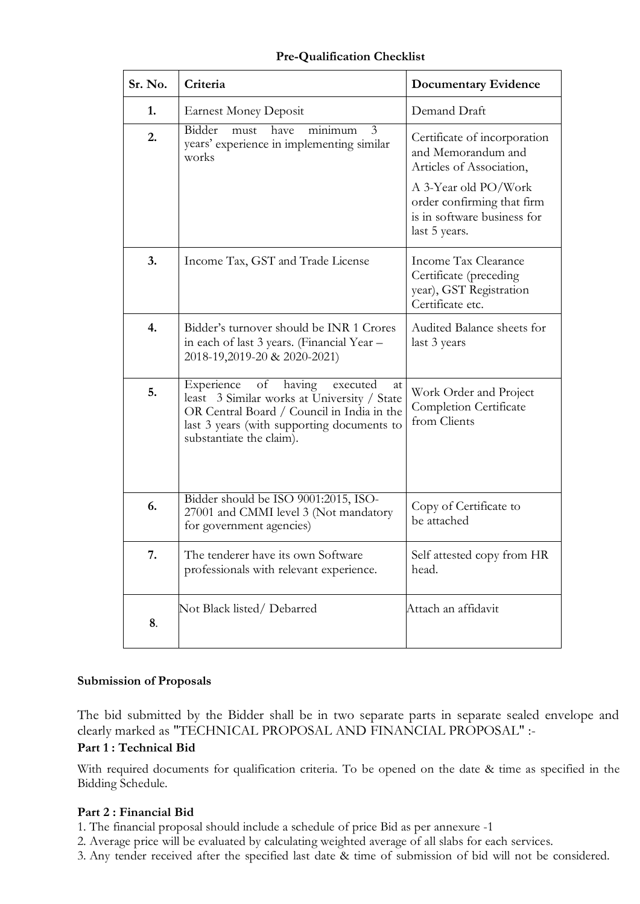## Pre-Qualification Checklist

| Sr. No. | Criteria | Documentary Evidence |
|---|---|---|
| 1. | Earnest Money Deposit | Demand Draft |
| 2. | Bidder must have minimum 3 years' experience in implementing similar works | Certificate of incorporation and Memorandum and Articles of Association,<br>A 3-Year old PO/Work order confirming that firm is in software business for last 5 years. |
| 3. | Income Tax, GST and Trade License | Income Tax Clearance Certificate (preceding year), GST Registration Certificate etc. |
| 4. | Bidder's turnover should be INR 1 Crores in each of last 3 years. (Financial Year – 2018-19,2019-20 & 2020-2021) | Audited Balance sheets for last 3 years |
| 5. | Experience of having executed at least 3 Similar works at University / State OR Central Board / Council in India in the last 3 years (with supporting documents to substantiate the claim). | Work Order and Project Completion Certificate from Clients |
| 6. | Bidder should be ISO 9001:2015, ISO-27001 and CMMI level 3 (Not mandatory for government agencies) | Copy of Certificate to be attached |
| 7. | The tenderer have its own Software professionals with relevant experience. | Self attested copy from HR head. |
| 8. | Not Black listed/ Debarred | Attach an affidavit |

### Submission of Proposals

The bid submitted by the Bidder shall be in two separate parts in separate sealed envelope and clearly marked as "TECHNICAL PROPOSAL AND FINANCIAL PROPOSAL" :-

**Part 1 : Technical Bid**

With required documents for qualification criteria. To be opened on the date & time as specified in the Bidding Schedule.

**Part 2 : Financial Bid**

1. The financial proposal should include a schedule of price Bid as per annexure -1
2. Average price will be evaluated by calculating weighted average of all slabs for each services.
3. Any tender received after the specified last date & time of submission of bid will not be considered.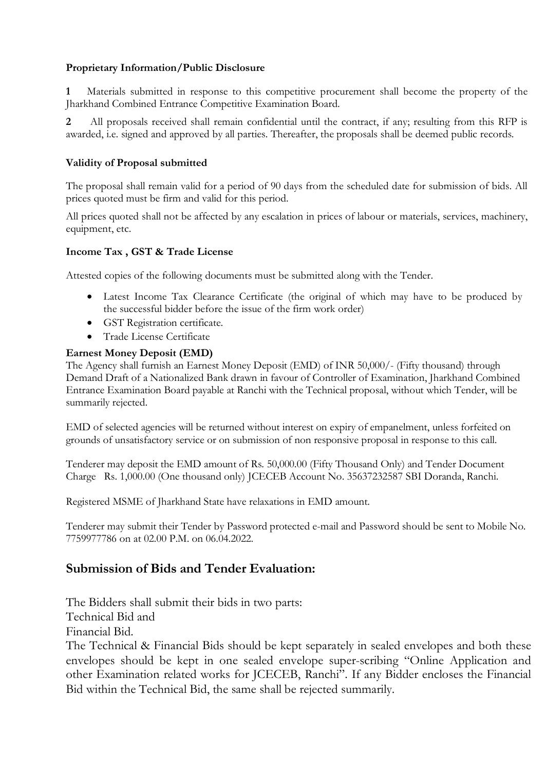**Proprietary Information/Public Disclosure**

**1** Materials submitted in response to this competitive procurement shall become the property of the Jharkhand Combined Entrance Competitive Examination Board.

**2** All proposals received shall remain confidential until the contract, if any; resulting from this RFP is awarded, i.e. signed and approved by all parties. Thereafter, the proposals shall be deemed public records.

**Validity of Proposal submitted**

The proposal shall remain valid for a period of 90 days from the scheduled date for submission of bids. All prices quoted must be firm and valid for this period.

All prices quoted shall not be affected by any escalation in prices of labour or materials, services, machinery, equipment, etc.

**Income Tax , GST & Trade License**

Attested copies of the following documents must be submitted along with the Tender.

- Latest Income Tax Clearance Certificate (the original of which may have to be produced by the successful bidder before the issue of the firm work order)
- GST Registration certificate.
- Trade License Certificate

**Earnest Money Deposit (EMD)**

The Agency shall furnish an Earnest Money Deposit (EMD) of INR 50,000/- (Fifty thousand) through Demand Draft of a Nationalized Bank drawn in favour of Controller of Examination, Jharkhand Combined Entrance Examination Board payable at Ranchi with the Technical proposal, without which Tender, will be summarily rejected.

EMD of selected agencies will be returned without interest on expiry of empanelment, unless forfeited on grounds of unsatisfactory service or on submission of non responsive proposal in response to this call.

Tenderer may deposit the EMD amount of Rs. 50,000.00 (Fifty Thousand Only) and Tender Document Charge Rs. 1,000.00 (One thousand only) JCECEB Account No. 35637232587 SBI Doranda, Ranchi.

Registered MSME of Jharkhand State have relaxations in EMD amount.

Tenderer may submit their Tender by Password protected e-mail and Password should be sent to Mobile No. 7759977786 on at 02.00 P.M. on 06.04.2022.

## Submission of Bids and Tender Evaluation:

The Bidders shall submit their bids in two parts:
Technical Bid and
Financial Bid.
The Technical & Financial Bids should be kept separately in sealed envelopes and both these envelopes should be kept in one sealed envelope super-scribing "Online Application and other Examination related works for JCECEB, Ranchi". If any Bidder encloses the Financial Bid within the Technical Bid, the same shall be rejected summarily.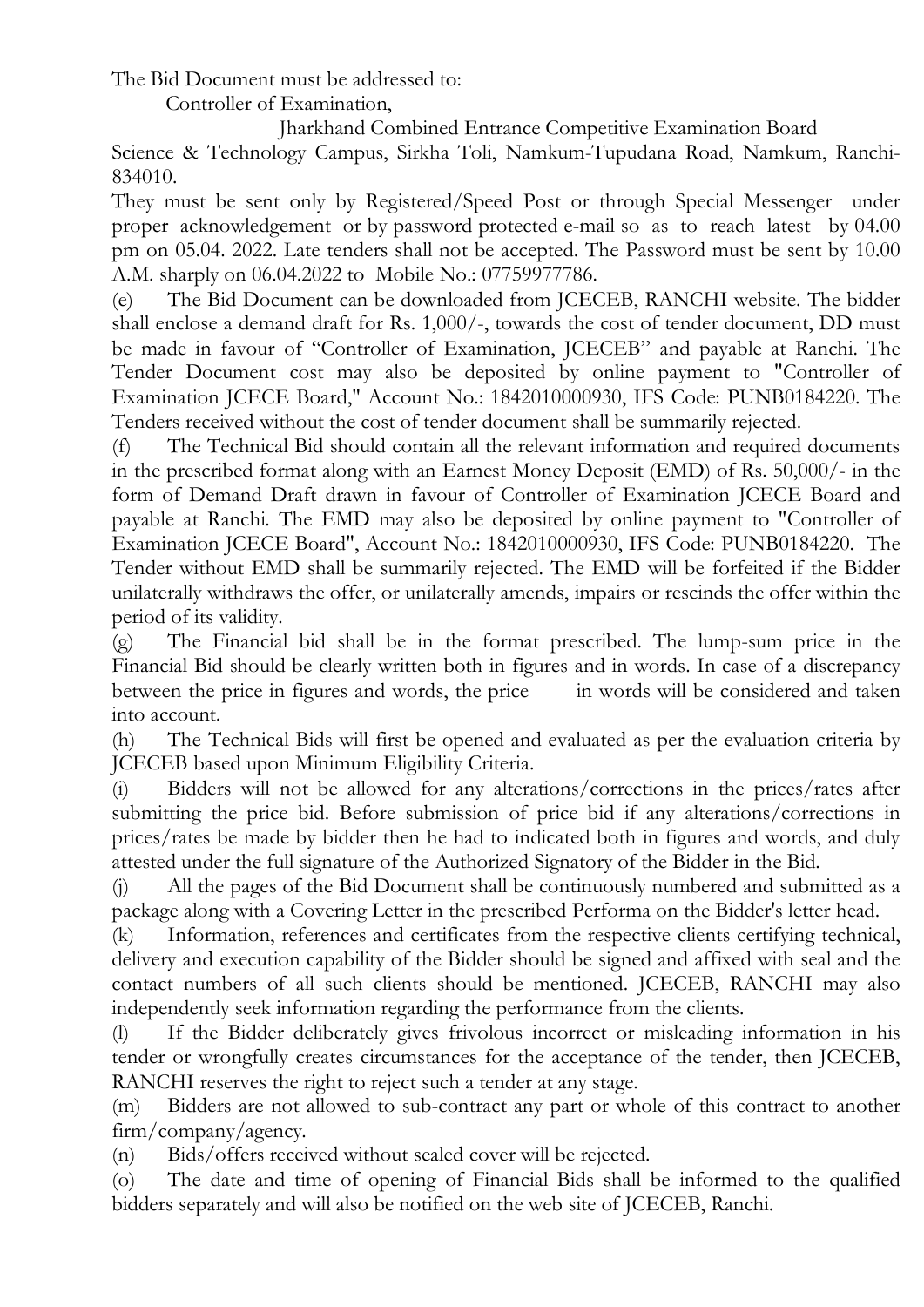The Bid Document must be addressed to:

Controller of Examination,

Jharkhand Combined Entrance Competitive Examination Board

Science & Technology Campus, Sirkha Toli, Namkum-Tupudana Road, Namkum, Ranchi-834010.

They must be sent only by Registered/Speed Post or through Special Messenger under proper acknowledgement or by password protected e-mail so as to reach latest by 04.00 pm on 05.04. 2022. Late tenders shall not be accepted. The Password must be sent by 10.00 A.M. sharply on 06.04.2022 to Mobile No.: 07759977786.

(e) The Bid Document can be downloaded from JCECEB, RANCHI website. The bidder shall enclose a demand draft for Rs. 1,000/-, towards the cost of tender document, DD must be made in favour of "Controller of Examination, JCECEB" and payable at Ranchi. The Tender Document cost may also be deposited by online payment to "Controller of Examination JCECE Board," Account No.: 1842010000930, IFS Code: PUNB0184220. The Tenders received without the cost of tender document shall be summarily rejected.

(f) The Technical Bid should contain all the relevant information and required documents in the prescribed format along with an Earnest Money Deposit (EMD) of Rs. 50,000/- in the form of Demand Draft drawn in favour of Controller of Examination JCECE Board and payable at Ranchi. The EMD may also be deposited by online payment to "Controller of Examination JCECE Board", Account No.: 1842010000930, IFS Code: PUNB0184220. The Tender without EMD shall be summarily rejected. The EMD will be forfeited if the Bidder unilaterally withdraws the offer, or unilaterally amends, impairs or rescinds the offer within the period of its validity.

(g) The Financial bid shall be in the format prescribed. The lump-sum price in the Financial Bid should be clearly written both in figures and in words. In case of a discrepancy between the price in figures and words, the price in words will be considered and taken into account.

(h) The Technical Bids will first be opened and evaluated as per the evaluation criteria by JCECEB based upon Minimum Eligibility Criteria.

(i) Bidders will not be allowed for any alterations/corrections in the prices/rates after submitting the price bid. Before submission of price bid if any alterations/corrections in prices/rates be made by bidder then he had to indicated both in figures and words, and duly attested under the full signature of the Authorized Signatory of the Bidder in the Bid.

(j) All the pages of the Bid Document shall be continuously numbered and submitted as a package along with a Covering Letter in the prescribed Performa on the Bidder's letter head.

(k) Information, references and certificates from the respective clients certifying technical, delivery and execution capability of the Bidder should be signed and affixed with seal and the contact numbers of all such clients should be mentioned. JCECEB, RANCHI may also independently seek information regarding the performance from the clients.

(l) If the Bidder deliberately gives frivolous incorrect or misleading information in his tender or wrongfully creates circumstances for the acceptance of the tender, then JCECEB, RANCHI reserves the right to reject such a tender at any stage.

(m) Bidders are not allowed to sub-contract any part or whole of this contract to another firm/company/agency.

(n) Bids/offers received without sealed cover will be rejected.

(o) The date and time of opening of Financial Bids shall be informed to the qualified bidders separately and will also be notified on the web site of JCECEB, Ranchi.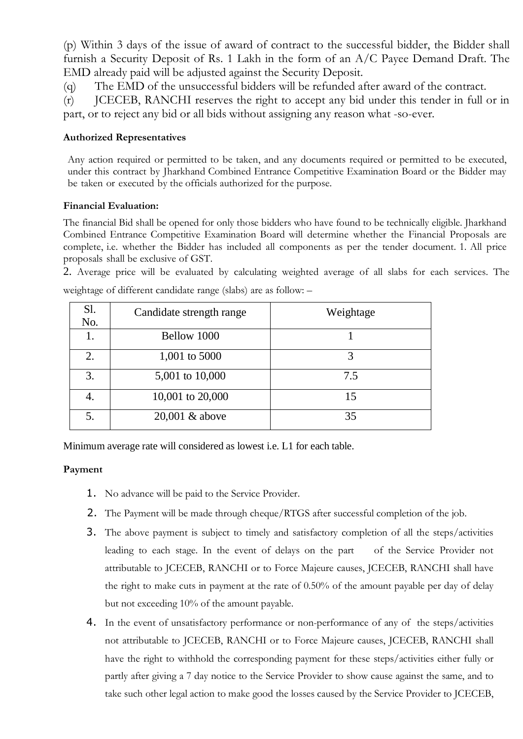(p) Within 3 days of the issue of award of contract to the successful bidder, the Bidder shall furnish a Security Deposit of Rs. 1 Lakh in the form of an A/C Payee Demand Draft. The EMD already paid will be adjusted against the Security Deposit.

(q) The EMD of the unsuccessful bidders will be refunded after award of the contract.

(r) JCECEB, RANCHI reserves the right to accept any bid under this tender in full or in part, or to reject any bid or all bids without assigning any reason what -so-ever.

**Authorized Representatives**

Any action required or permitted to be taken, and any documents required or permitted to be executed, under this contract by Jharkhand Combined Entrance Competitive Examination Board or the Bidder may be taken or executed by the officials authorized for the purpose.

**Financial Evaluation:**

The financial Bid shall be opened for only those bidders who have found to be technically eligible. Jharkhand Combined Entrance Competitive Examination Board will determine whether the Financial Proposals are complete, i.e. whether the Bidder has included all components as per the tender document. 1. All price proposals shall be exclusive of GST.

2. Average price will be evaluated by calculating weighted average of all slabs for each services. The weightage of different candidate range (slabs) are as follow: –

| Sl. No. | Candidate strength range | Weightage |
|---|---|---|
| 1. | Bellow 1000 | 1 |
| 2. | 1,001 to 5000 | 3 |
| 3. | 5,001 to 10,000 | 7.5 |
| 4. | 10,001 to 20,000 | 15 |
| 5. | 20,001 & above | 35 |

Minimum average rate will considered as lowest i.e. L1 for each table.

**Payment**

1. No advance will be paid to the Service Provider.
2. The Payment will be made through cheque/RTGS after successful completion of the job.
3. The above payment is subject to timely and satisfactory completion of all the steps/activities leading to each stage. In the event of delays on the part of the Service Provider not attributable to JCECEB, RANCHI or to Force Majeure causes, JCECEB, RANCHI shall have the right to make cuts in payment at the rate of 0.50% of the amount payable per day of delay but not exceeding 10% of the amount payable.
4. In the event of unsatisfactory performance or non-performance of any of the steps/activities not attributable to JCECEB, RANCHI or to Force Majeure causes, JCECEB, RANCHI shall have the right to withhold the corresponding payment for these steps/activities either fully or partly after giving a 7 day notice to the Service Provider to show cause against the same, and to take such other legal action to make good the losses caused by the Service Provider to JCECEB,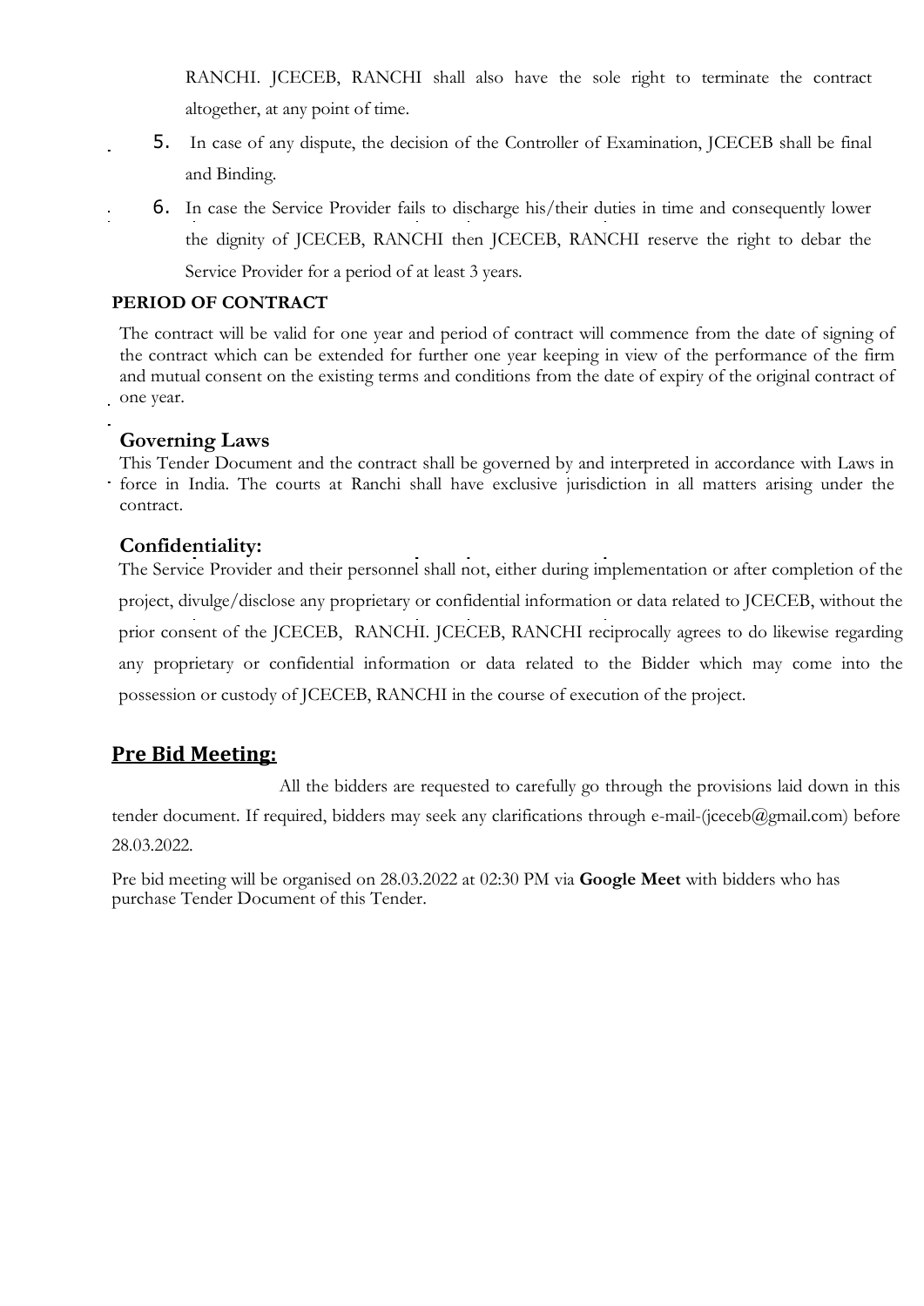RANCHI. JCECEB, RANCHI shall also have the sole right to terminate the contract altogether, at any point of time.

5. In case of any dispute, the decision of the Controller of Examination, JCECEB shall be final and Binding.
6. In case the Service Provider fails to discharge his/their duties in time and consequently lower the dignity of JCECEB, RANCHI then JCECEB, RANCHI reserve the right to debar the Service Provider for a period of at least 3 years.

**PERIOD OF CONTRACT**

The contract will be valid for one year and period of contract will commence from the date of signing of the contract which can be extended for further one year keeping in view of the performance of the firm and mutual consent on the existing terms and conditions from the date of expiry of the original contract of one year.

## Governing Laws

This Tender Document and the contract shall be governed by and interpreted in accordance with Laws in force in India. The courts at Ranchi shall have exclusive jurisdiction in all matters arising under the contract.

## Confidentiality:

The Service Provider and their personnel shall not, either during implementation or after completion of the project, divulge/disclose any proprietary or confidential information or data related to JCECEB, without the prior consent of the JCECEB, RANCHI. JCECEB, RANCHI reciprocally agrees to do likewise regarding any proprietary or confidential information or data related to the Bidder which may come into the possession or custody of JCECEB, RANCHI in the course of execution of the project.

## Pre Bid Meeting:

All the bidders are requested to carefully go through the provisions laid down in this tender document. If required, bidders may seek any clarifications through e-mail-(jceceb@gmail.com) before 28.03.2022.

Pre bid meeting will be organised on 28.03.2022 at 02:30 PM via **Google Meet** with bidders who has purchase Tender Document of this Tender.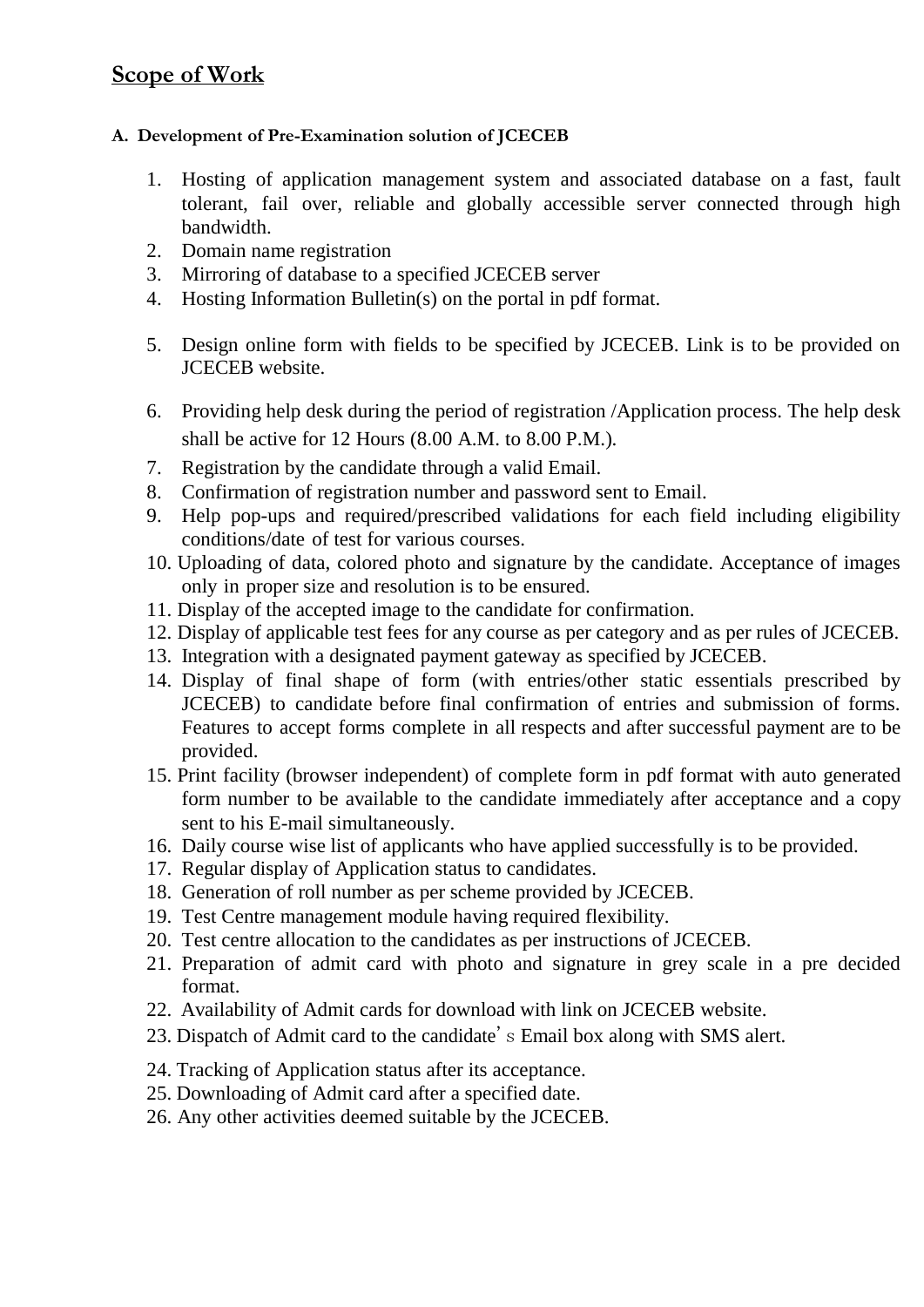## Scope of Work

**A. Development of Pre-Examination solution of JCECEB**

1. Hosting of application management system and associated database on a fast, fault tolerant, fail over, reliable and globally accessible server connected through high bandwidth.
2. Domain name registration
3. Mirroring of database to a specified JCECEB server
4. Hosting Information Bulletin(s) on the portal in pdf format.
5. Design online form with fields to be specified by JCECEB. Link is to be provided on JCECEB website.
6. Providing help desk during the period of registration /Application process. The help desk shall be active for 12 Hours (8.00 A.M. to 8.00 P.M.).
7. Registration by the candidate through a valid Email.
8. Confirmation of registration number and password sent to Email.
9. Help pop-ups and required/prescribed validations for each field including eligibility conditions/date of test for various courses.
10. Uploading of data, colored photo and signature by the candidate. Acceptance of images only in proper size and resolution is to be ensured.
11. Display of the accepted image to the candidate for confirmation.
12. Display of applicable test fees for any course as per category and as per rules of JCECEB.
13. Integration with a designated payment gateway as specified by JCECEB.
14. Display of final shape of form (with entries/other static essentials prescribed by JCECEB) to candidate before final confirmation of entries and submission of forms. Features to accept forms complete in all respects and after successful payment are to be provided.
15. Print facility (browser independent) of complete form in pdf format with auto generated form number to be available to the candidate immediately after acceptance and a copy sent to his E-mail simultaneously.
16. Daily course wise list of applicants who have applied successfully is to be provided.
17. Regular display of Application status to candidates.
18. Generation of roll number as per scheme provided by JCECEB.
19. Test Centre management module having required flexibility.
20. Test centre allocation to the candidates as per instructions of JCECEB.
21. Preparation of admit card with photo and signature in grey scale in a pre decided format.
22. Availability of Admit cards for download with link on JCECEB website.
23. Dispatch of Admit card to the candidate's Email box along with SMS alert.
24. Tracking of Application status after its acceptance.
25. Downloading of Admit card after a specified date.
26. Any other activities deemed suitable by the JCECEB.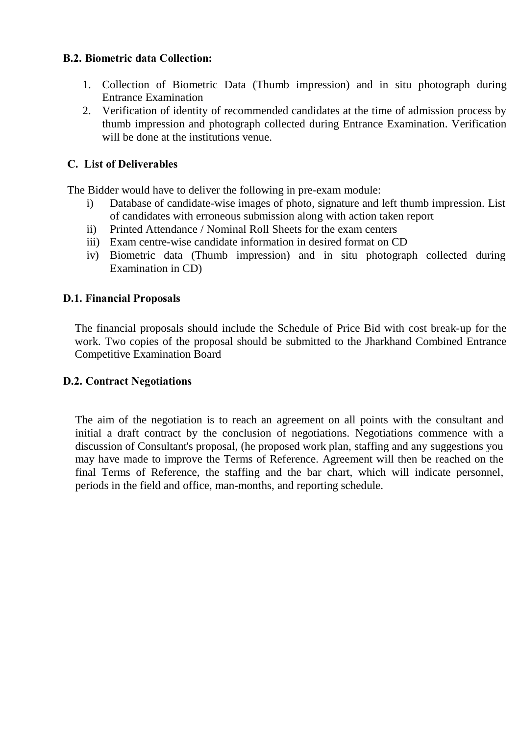**B.2. Biometric data Collection:**

1. Collection of Biometric Data (Thumb impression) and in situ photograph during Entrance Examination
2. Verification of identity of recommended candidates at the time of admission process by thumb impression and photograph collected during Entrance Examination. Verification will be done at the institutions venue.

**C. List of Deliverables**

The Bidder would have to deliver the following in pre-exam module:

i) Database of candidate-wise images of photo, signature and left thumb impression. List of candidates with erroneous submission along with action taken report
ii) Printed Attendance / Nominal Roll Sheets for the exam centers
iii) Exam centre-wise candidate information in desired format on CD
iv) Biometric data (Thumb impression) and in situ photograph collected during Examination in CD)

**D.1. Financial Proposals**

The financial proposals should include the Schedule of Price Bid with cost break-up for the work. Two copies of the proposal should be submitted to the Jharkhand Combined Entrance Competitive Examination Board

**D.2. Contract Negotiations**

The aim of the negotiation is to reach an agreement on all points with the consultant and initial a draft contract by the conclusion of negotiations. Negotiations commence with a discussion of Consultant's proposal, (he proposed work plan, staffing and any suggestions you may have made to improve the Terms of Reference. Agreement will then be reached on the final Terms of Reference, the staffing and the bar chart, which will indicate personnel, periods in the field and office, man-months, and reporting schedule.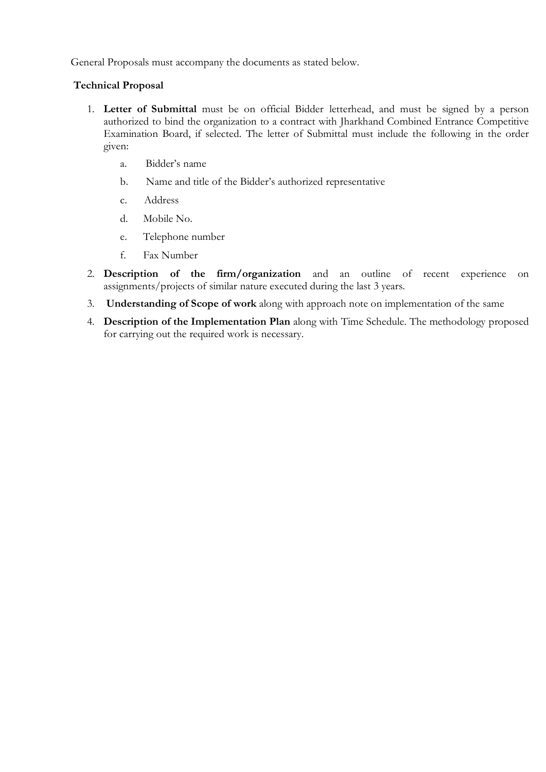General Proposals must accompany the documents as stated below.

**Technical Proposal**

1. **Letter of Submittal** must be on official Bidder letterhead, and must be signed by a person authorized to bind the organization to a contract with Jharkhand Combined Entrance Competitive Examination Board, if selected. The letter of Submittal must include the following in the order given:
    a. Bidder's name
    b. Name and title of the Bidder's authorized representative
    c. Address
    d. Mobile No.
    e. Telephone number
    f. Fax Number
2. **Description of the firm/organization** and an outline of recent experience on assignments/projects of similar nature executed during the last 3 years.
3. **Understanding of Scope of work** along with approach note on implementation of the same
4. **Description of the Implementation Plan** along with Time Schedule. The methodology proposed for carrying out the required work is necessary.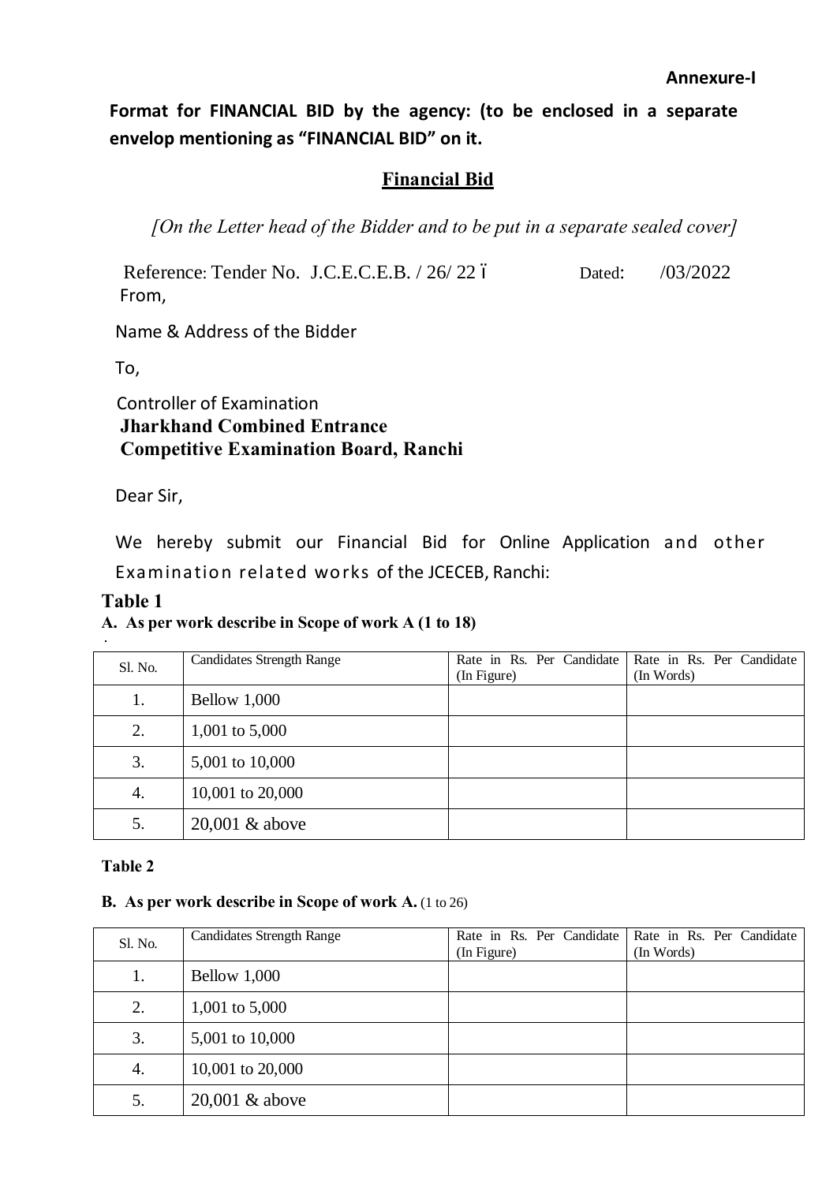**Annexure-I**

**Format for FINANCIAL BID by the agency: (to be enclosed in a separate envelop mentioning as "FINANCIAL BID" on it.**

## Financial Bid

*[On the Letter head of the Bidder and to be put in a separate sealed cover]*

Reference: Tender No. J.C.E.C.E.B. / 26/ 22 ó Dated: /03/2022

From,

Name & Address of the Bidder

To,

Controller of Examination
**Jharkhand Combined Entrance Competitive Examination Board, Ranchi**

Dear Sir,

We hereby submit our Financial Bid for Online Application and other Examination related works of the JCECEB, Ranchi:

**Table 1**

**A. As per work describe in Scope of work A (1 to 18)**

| Sl. No. | Candidates Strength Range | Rate in Rs. Per Candidate (In Figure) | Rate in Rs. Per Candidate (In Words) |
|---|---|---|---|
| 1. | Bellow 1,000 | | |
| 2. | 1,001 to 5,000 | | |
| 3. | 5,001 to 10,000 | | |
| 4. | 10,001 to 20,000 | | |
| 5. | 20,001 & above | | |

**Table 2**

**B. As per work describe in Scope of work A.** (1 to 26)

| Sl. No. | Candidates Strength Range | Rate in Rs. Per Candidate (In Figure) | Rate in Rs. Per Candidate (In Words) |
|---|---|---|---|
| 1. | Bellow 1,000 | | |
| 2. | 1,001 to 5,000 | | |
| 3. | 5,001 to 10,000 | | |
| 4. | 10,001 to 20,000 | | |
| 5. | 20,001 & above | | |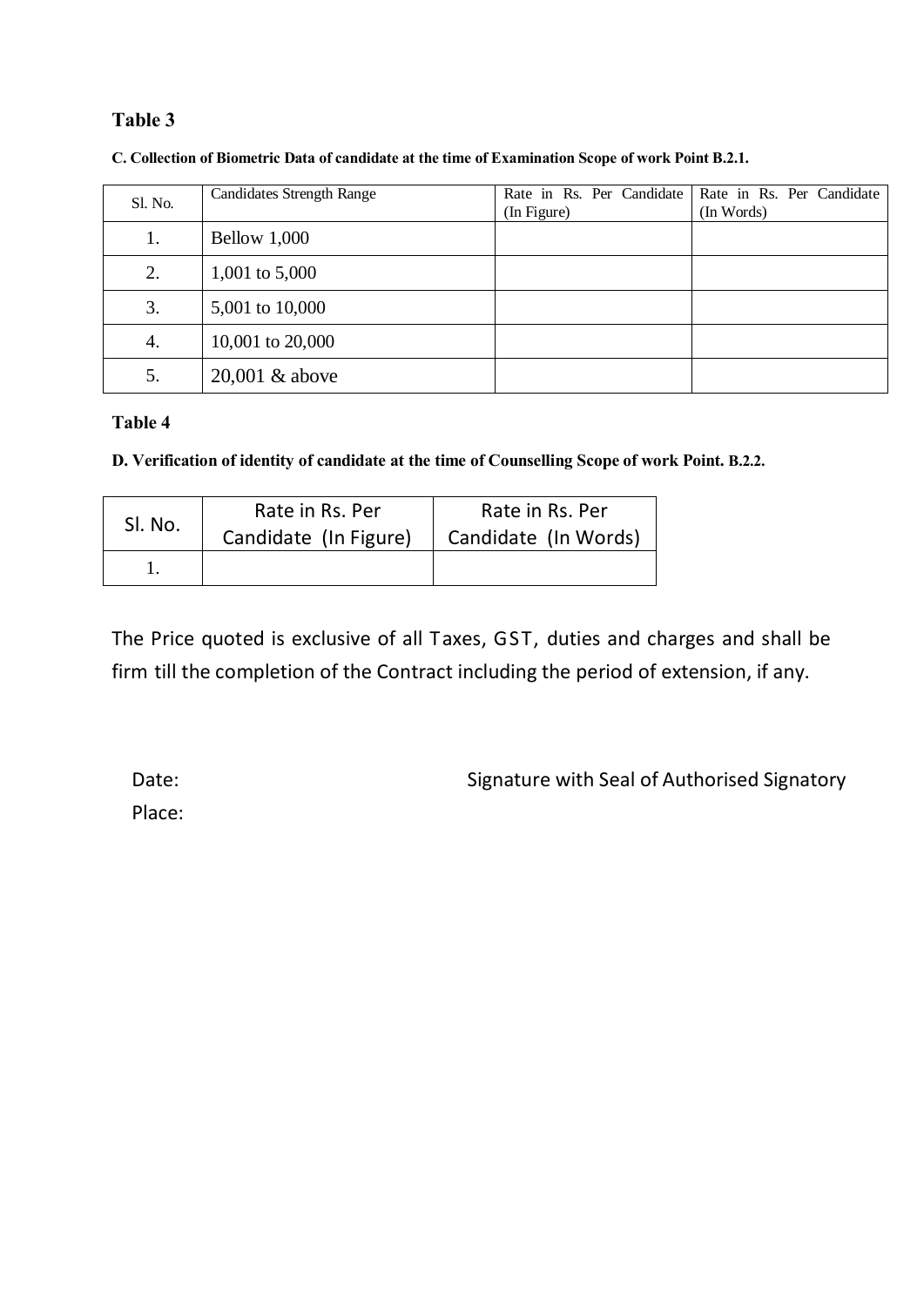## Table 3

**C. Collection of Biometric Data of candidate at the time of Examination Scope of work Point B.2.1.**

| Sl. No. | Candidates Strength Range | Rate in Rs. Per Candidate (In Figure) | Rate in Rs. Per Candidate (In Words) |
|---|---|---|---|
| 1. | Bellow 1,000 | | |
| 2. | 1,001 to 5,000 | | |
| 3. | 5,001 to 10,000 | | |
| 4. | 10,001 to 20,000 | | |
| 5. | 20,001 & above | | |

## Table 4

**D. Verification of identity of candidate at the time of Counselling Scope of work Point. B.2.2.**

| Sl. No. | Rate in Rs. Per Candidate (In Figure) | Rate in Rs. Per Candidate (In Words) |
|---|---|---|
| 1. | | |

The Price quoted is exclusive of all Taxes, GST, duties and charges and shall be firm till the completion of the Contract including the period of extension, if any.

Date: Signature with Seal of Authorised Signatory

Place: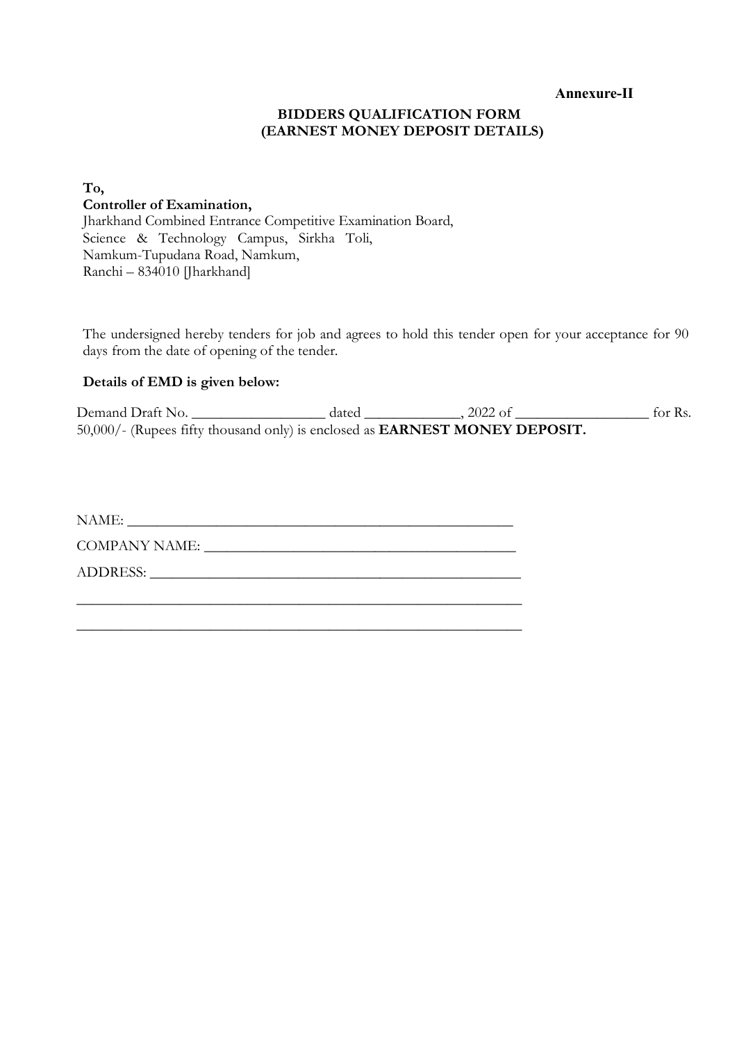**Annexure-II**

**BIDDERS QUALIFICATION FORM**
**(EARNEST MONEY DEPOSIT DETAILS)**

**To,**
**Controller of Examination,**
Jharkhand Combined Entrance Competitive Examination Board,
Science & Technology Campus, Sirkha Toli,
Namkum-Tupudana Road, Namkum,
Ranchi – 834010 [Jharkhand]

The undersigned hereby tenders for job and agrees to hold this tender open for your acceptance for 90 days from the date of opening of the tender.

**Details of EMD is given below:**

Demand Draft No. __________________ dated _____________, 2022 of __________________ for Rs. 50,000/- (Rupees fifty thousand only) is enclosed as **EARNEST MONEY DEPOSIT.**

NAME: _____________________________________________________

COMPANY NAME: __________________________________________

ADDRESS: __________________________________________________

_______________________________________________________________

_______________________________________________________________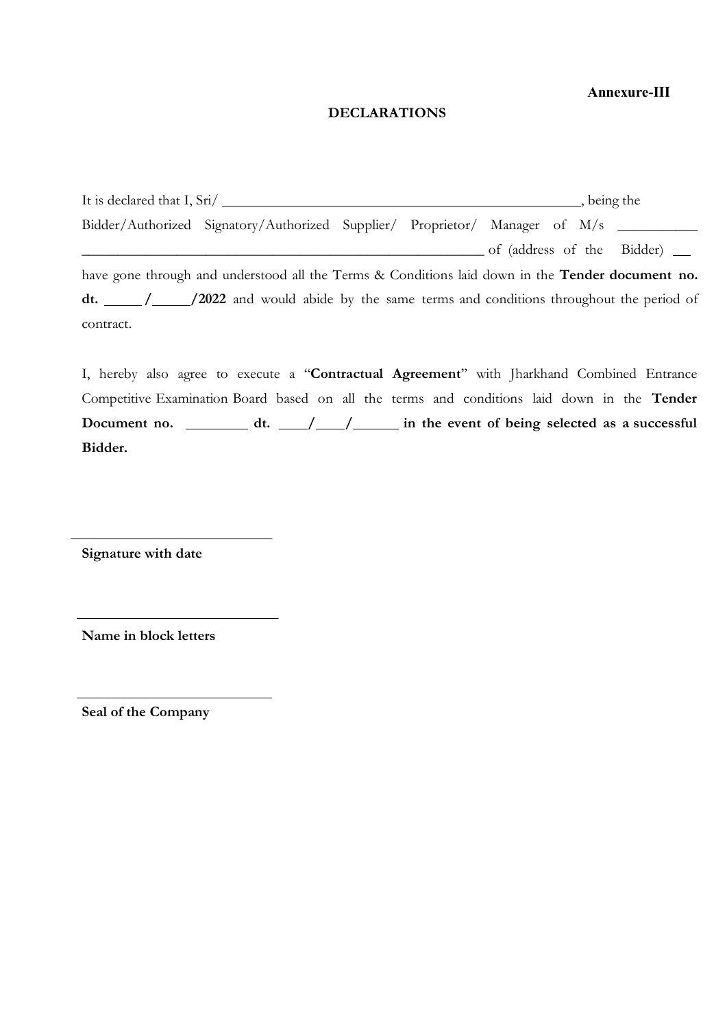**Annexure-III**

**DECLARATIONS**

It is declared that I, Sri/ ___________________________________________________, being the Bidder/Authorized Signatory/Authorized Supplier/ Proprietor/ Manager of M/s ___________ _________________________________________________________ of (address of the Bidder) ___ have gone through and understood all the Terms & Conditions laid down in the **Tender document no. dt. _____ /_____/2022** and would abide by the same terms and conditions throughout the period of contract.

I, hereby also agree to execute a "**Contractual Agreement**" with Jharkhand Combined Entrance Competitive Examination Board based on all the terms and conditions laid down in the **Tender Document no. ________ dt. ____/____/______ in the event of being selected as a successful Bidder.**

______________________________

**Signature with date**

______________________________

**Name in block letters**

______________________________

**Seal of the Company**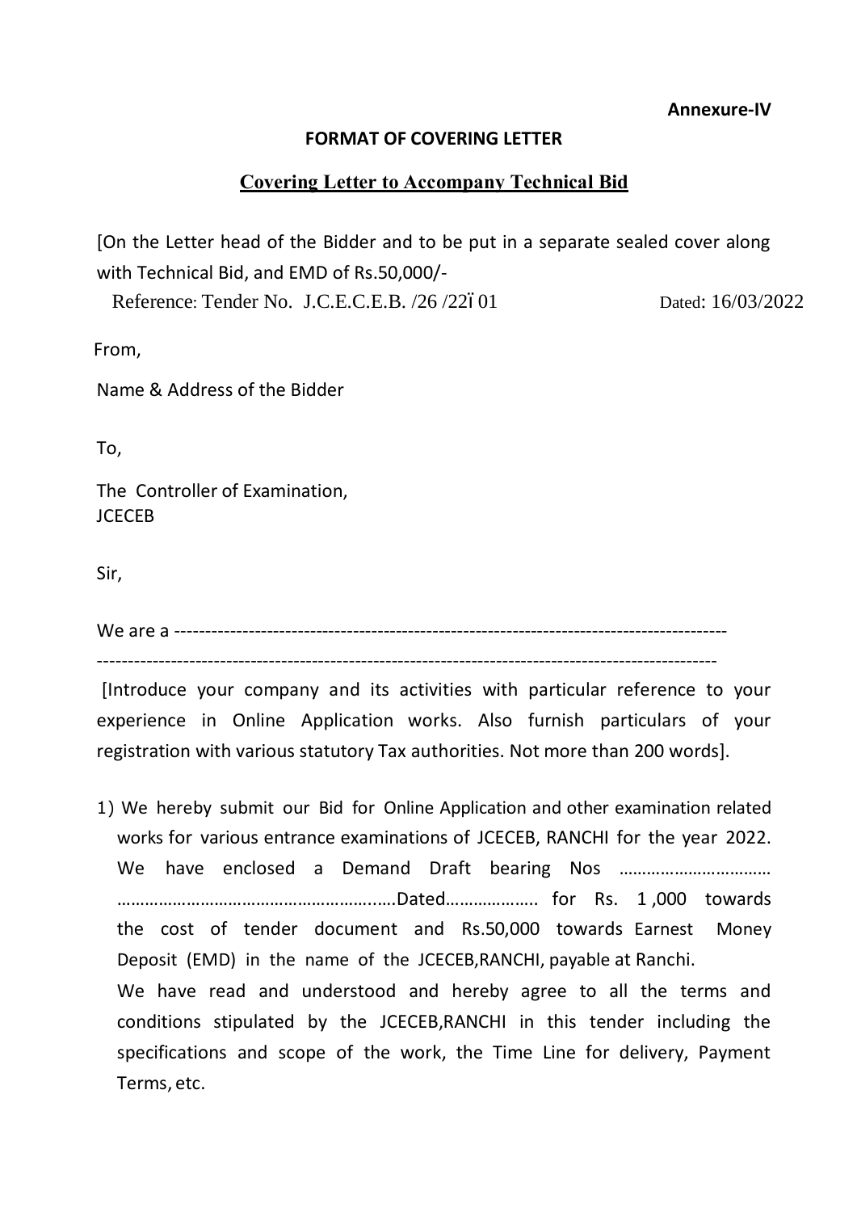**Annexure-IV**

**FORMAT OF COVERING LETTER**

**Covering Letter to Accompany Technical Bid**

[On the Letter head of the Bidder and to be put in a separate sealed cover along with Technical Bid, and EMD of Rs.50,000/-

Reference: Tender No. J.C.E.C.E.B. /26 /22ï 01 Dated: 16/03/2022

From,

Name & Address of the Bidder

To,

The Controller of Examination,
JCECEB

Sir,

We are a ------------------------------------------------------------------------------------------
----------------------------------------------------------------------------------------------------

[Introduce your company and its activities with particular reference to your experience in Online Application works. Also furnish particulars of your registration with various statutory Tax authorities. Not more than 200 words].

1) We hereby submit our Bid for Online Application and other examination related works for various entrance examinations of JCECEB, RANCHI for the year 2022. We have enclosed a Demand Draft bearing Nos …………………………… ………………………………………………...….Dated……………….. for Rs. 1 ,000 towards the cost of tender document and Rs.50,000 towards Earnest Money Deposit (EMD) in the name of the JCECEB,RANCHI, payable at Ranchi.

   We have read and understood and hereby agree to all the terms and conditions stipulated by the JCECEB,RANCHI in this tender including the specifications and scope of the work, the Time Line for delivery, Payment Terms, etc.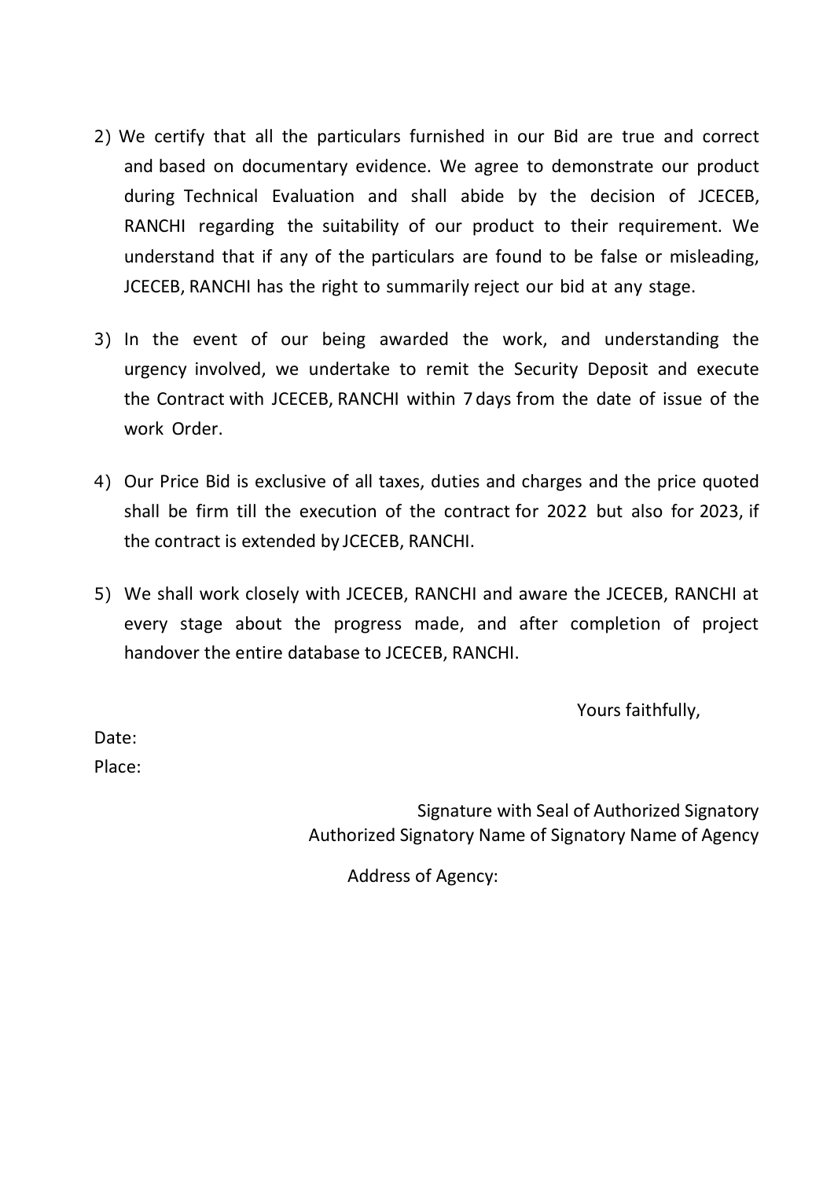2) We certify that all the particulars furnished in our Bid are true and correct and based on documentary evidence. We agree to demonstrate our product during Technical Evaluation and shall abide by the decision of JCECEB, RANCHI regarding the suitability of our product to their requirement. We understand that if any of the particulars are found to be false or misleading, JCECEB, RANCHI has the right to summarily reject our bid at any stage.

3) In the event of our being awarded the work, and understanding the urgency involved, we undertake to remit the Security Deposit and execute the Contract with JCECEB, RANCHI within 7 days from the date of issue of the work Order.

4) Our Price Bid is exclusive of all taxes, duties and charges and the price quoted shall be firm till the execution of the contract for 2022 but also for 2023, if the contract is extended by JCECEB, RANCHI.

5) We shall work closely with JCECEB, RANCHI and aware the JCECEB, RANCHI at every stage about the progress made, and after completion of project handover the entire database to JCECEB, RANCHI.

Yours faithfully,

Date:

Place:

Signature with Seal of Authorized Signatory
Authorized Signatory Name of Signatory Name of Agency

Address of Agency: